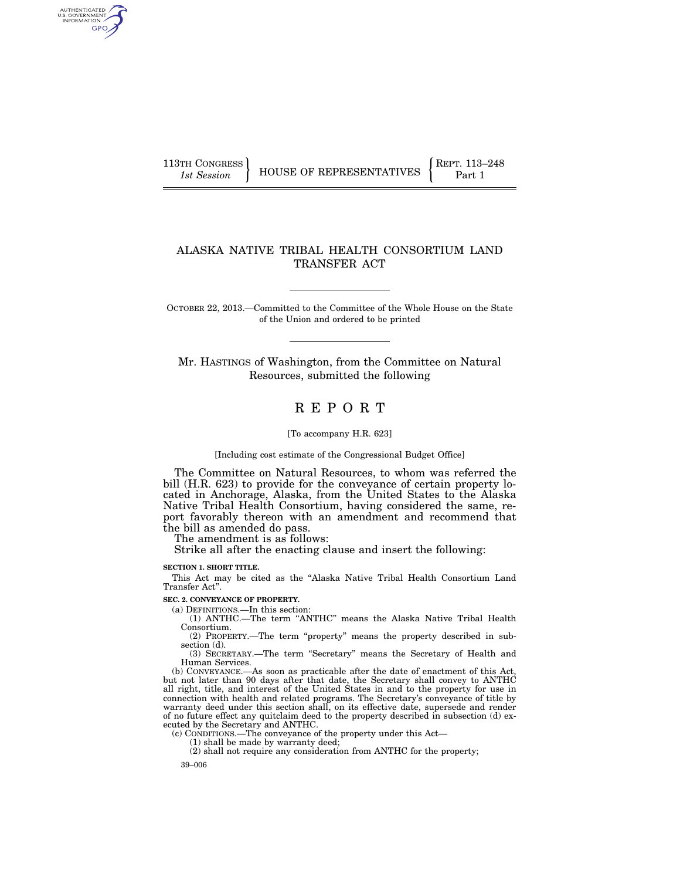113TH CONGRESS
*1st Session*

HOUSE OF REPRESENTATIVES

REPT. 113–248
Part 1

# ALASKA NATIVE TRIBAL HEALTH CONSORTIUM LAND TRANSFER ACT

OCTOBER 22, 2013.—Committed to the Committee of the Whole House on the State of the Union and ordered to be printed

Mr. HASTINGS of Washington, from the Committee on Natural Resources, submitted the following

# R E P O R T

[To accompany H.R. 623]

[Including cost estimate of the Congressional Budget Office]

The Committee on Natural Resources, to whom was referred the bill (H.R. 623) to provide for the conveyance of certain property located in Anchorage, Alaska, from the United States to the Alaska Native Tribal Health Consortium, having considered the same, report favorably thereon with an amendment and recommend that the bill as amended do pass.

The amendment is as follows:

Strike all after the enacting clause and insert the following:

**SECTION 1. SHORT TITLE.**

This Act may be cited as the "Alaska Native Tribal Health Consortium Land Transfer Act".

**SEC. 2. CONVEYANCE OF PROPERTY.**

(a) DEFINITIONS.—In this section:

(1) ANTHC.—The term "ANTHC" means the Alaska Native Tribal Health Consortium.

(2) PROPERTY.—The term "property" means the property described in subsection (d).

(3) SECRETARY.—The term "Secretary" means the Secretary of Health and Human Services.

(b) CONVEYANCE.—As soon as practicable after the date of enactment of this Act, but not later than 90 days after that date, the Secretary shall convey to ANTHC all right, title, and interest of the United States in and to the property for use in connection with health and related programs. The Secretary's conveyance of title by warranty deed under this section shall, on its effective date, supersede and render of no future effect any quitclaim deed to the property described in subsection (d) executed by the Secretary and ANTHC.

(c) CONDITIONS.—The conveyance of the property under this Act—

(1) shall be made by warranty deed;

(2) shall not require any consideration from ANTHC for the property;

39–006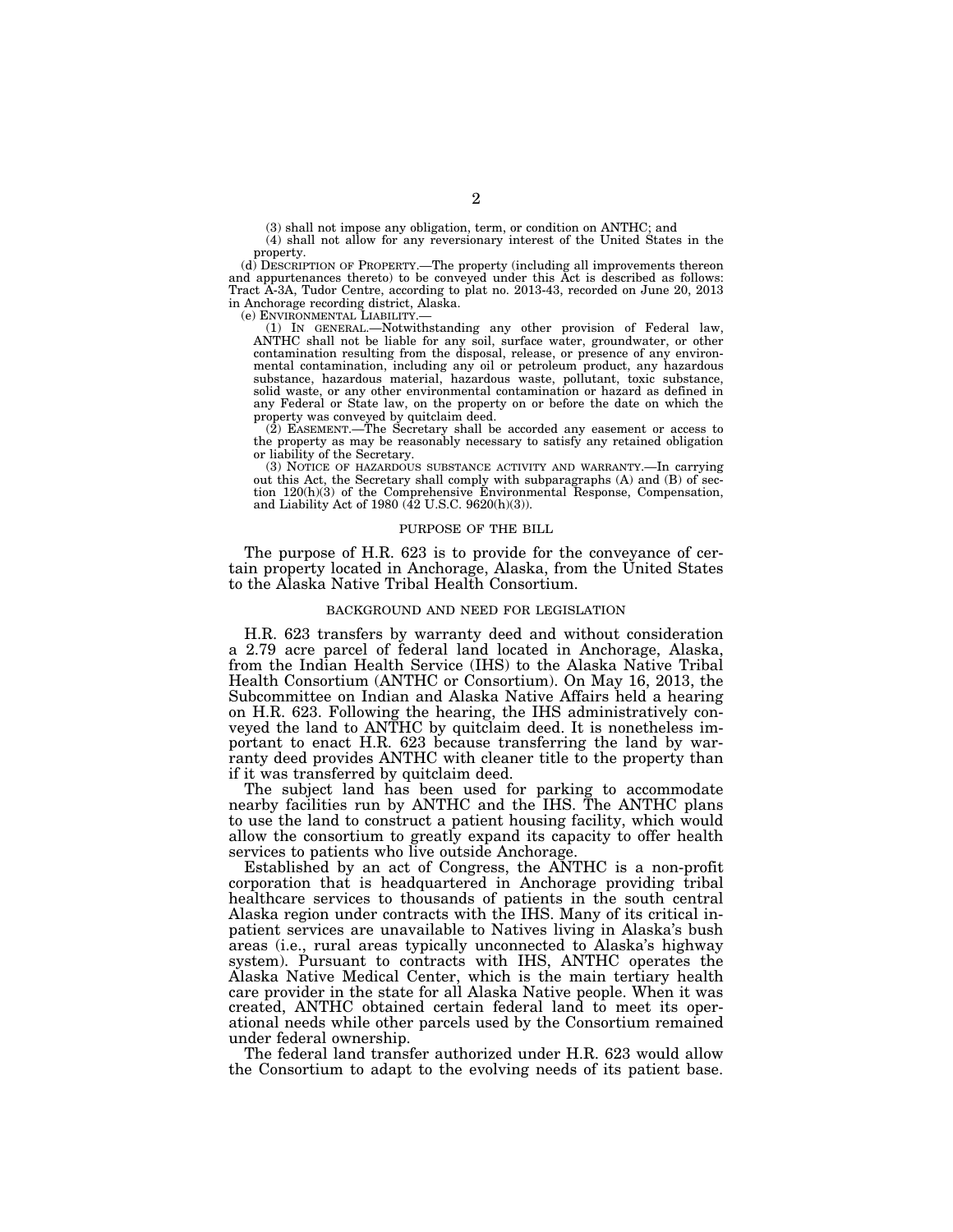(3) shall not impose any obligation, term, or condition on ANTHC; and

(4) shall not allow for any reversionary interest of the United States in the property.

(d) DESCRIPTION OF PROPERTY.—The property (including all improvements thereon and appurtenances thereto) to be conveyed under this Act is described as follows: Tract A-3A, Tudor Centre, according to plat no. 2013-43, recorded on June 20, 2013 in Anchorage recording district, Alaska.

(e) ENVIRONMENTAL LIABILITY.—

(1) IN GENERAL.—Notwithstanding any other provision of Federal law, ANTHC shall not be liable for any soil, surface water, groundwater, or other contamination resulting from the disposal, release, or presence of any environmental contamination, including any oil or petroleum product, any hazardous substance, hazardous material, hazardous waste, pollutant, toxic substance, solid waste, or any other environmental contamination or hazard as defined in any Federal or State law, on the property on or before the date on which the property was conveyed by quitclaim deed.

(2) EASEMENT.—The Secretary shall be accorded any easement or access to the property as may be reasonably necessary to satisfy any retained obligation or liability of the Secretary.

(3) NOTICE OF HAZARDOUS SUBSTANCE ACTIVITY AND WARRANTY.—In carrying out this Act, the Secretary shall comply with subparagraphs (A) and (B) of section 120(h)(3) of the Comprehensive Environmental Response, Compensation, and Liability Act of 1980 (42 U.S.C. 9620(h)(3)).

## PURPOSE OF THE BILL

The purpose of H.R. 623 is to provide for the conveyance of certain property located in Anchorage, Alaska, from the United States to the Alaska Native Tribal Health Consortium.

## BACKGROUND AND NEED FOR LEGISLATION

H.R. 623 transfers by warranty deed and without consideration a 2.79 acre parcel of federal land located in Anchorage, Alaska, from the Indian Health Service (IHS) to the Alaska Native Tribal Health Consortium (ANTHC or Consortium). On May 16, 2013, the Subcommittee on Indian and Alaska Native Affairs held a hearing on H.R. 623. Following the hearing, the IHS administratively conveyed the land to ANTHC by quitclaim deed. It is nonetheless important to enact H.R. 623 because transferring the land by warranty deed provides ANTHC with cleaner title to the property than if it was transferred by quitclaim deed.

The subject land has been used for parking to accommodate nearby facilities run by ANTHC and the IHS. The ANTHC plans to use the land to construct a patient housing facility, which would allow the consortium to greatly expand its capacity to offer health services to patients who live outside Anchorage.

Established by an act of Congress, the ANTHC is a non-profit corporation that is headquartered in Anchorage providing tribal healthcare services to thousands of patients in the south central Alaska region under contracts with the IHS. Many of its critical inpatient services are unavailable to Natives living in Alaska's bush areas (i.e., rural areas typically unconnected to Alaska's highway system). Pursuant to contracts with IHS, ANTHC operates the Alaska Native Medical Center, which is the main tertiary health care provider in the state for all Alaska Native people. When it was created, ANTHC obtained certain federal land to meet its operational needs while other parcels used by the Consortium remained under federal ownership.

The federal land transfer authorized under H.R. 623 would allow the Consortium to adapt to the evolving needs of its patient base.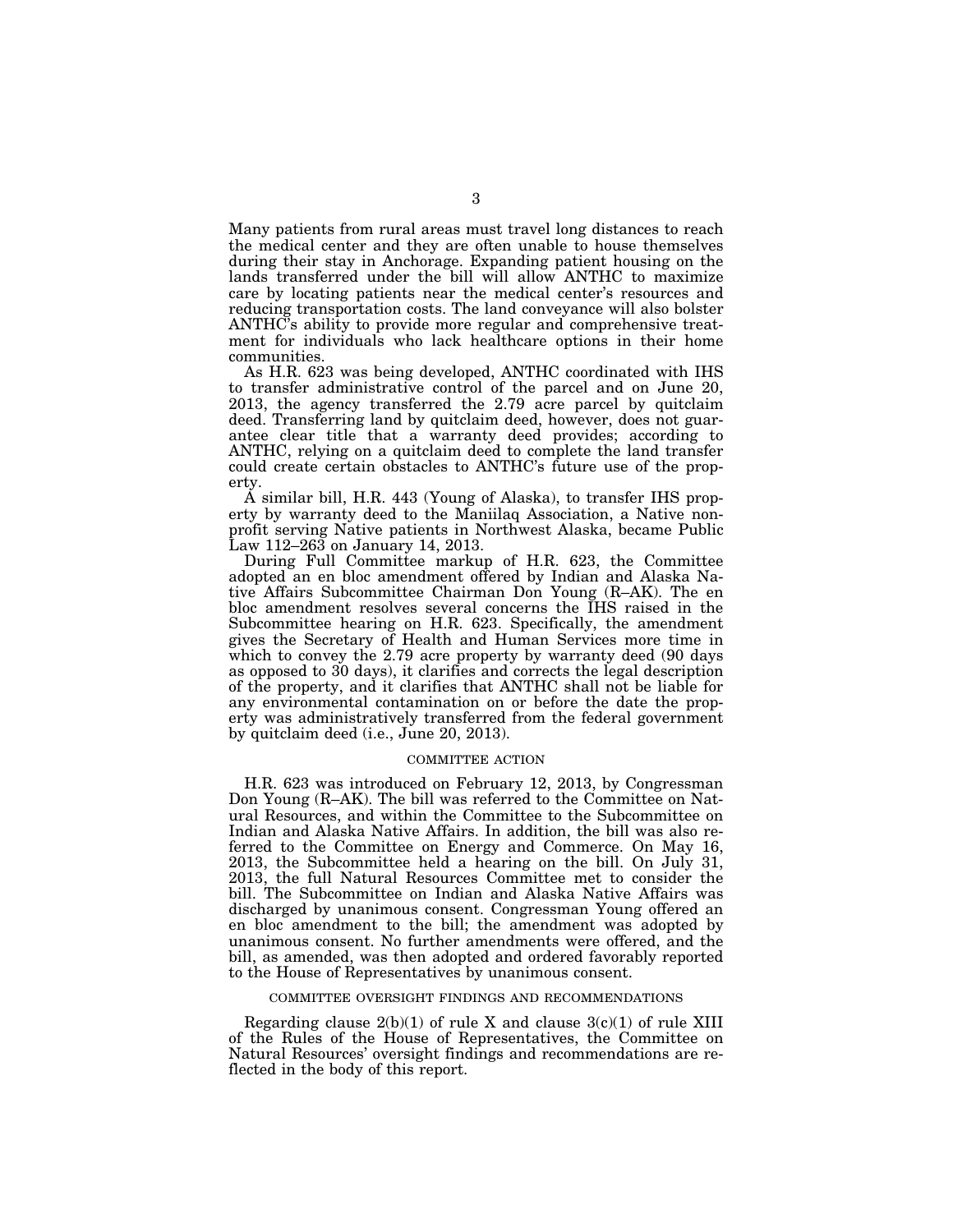Many patients from rural areas must travel long distances to reach the medical center and they are often unable to house themselves during their stay in Anchorage. Expanding patient housing on the lands transferred under the bill will allow ANTHC to maximize care by locating patients near the medical center's resources and reducing transportation costs. The land conveyance will also bolster ANTHC's ability to provide more regular and comprehensive treatment for individuals who lack healthcare options in their home communities.

As H.R. 623 was being developed, ANTHC coordinated with IHS to transfer administrative control of the parcel and on June 20, 2013, the agency transferred the 2.79 acre parcel by quitclaim deed. Transferring land by quitclaim deed, however, does not guarantee clear title that a warranty deed provides; according to ANTHC, relying on a quitclaim deed to complete the land transfer could create certain obstacles to ANTHC's future use of the property.

A similar bill, H.R. 443 (Young of Alaska), to transfer IHS property by warranty deed to the Maniilaq Association, a Native nonprofit serving Native patients in Northwest Alaska, became Public Law 112–263 on January 14, 2013.

During Full Committee markup of H.R. 623, the Committee adopted an en bloc amendment offered by Indian and Alaska Native Affairs Subcommittee Chairman Don Young (R–AK). The en bloc amendment resolves several concerns the IHS raised in the Subcommittee hearing on H.R. 623. Specifically, the amendment gives the Secretary of Health and Human Services more time in which to convey the 2.79 acre property by warranty deed (90 days as opposed to 30 days), it clarifies and corrects the legal description of the property, and it clarifies that ANTHC shall not be liable for any environmental contamination on or before the date the property was administratively transferred from the federal government by quitclaim deed (i.e., June 20, 2013).

## COMMITTEE ACTION

H.R. 623 was introduced on February 12, 2013, by Congressman Don Young (R–AK). The bill was referred to the Committee on Natural Resources, and within the Committee to the Subcommittee on Indian and Alaska Native Affairs. In addition, the bill was also referred to the Committee on Energy and Commerce. On May 16, 2013, the Subcommittee held a hearing on the bill. On July 31, 2013, the full Natural Resources Committee met to consider the bill. The Subcommittee on Indian and Alaska Native Affairs was discharged by unanimous consent. Congressman Young offered an en bloc amendment to the bill; the amendment was adopted by unanimous consent. No further amendments were offered, and the bill, as amended, was then adopted and ordered favorably reported to the House of Representatives by unanimous consent.

## COMMITTEE OVERSIGHT FINDINGS AND RECOMMENDATIONS

Regarding clause 2(b)(1) of rule X and clause 3(c)(1) of rule XIII of the Rules of the House of Representatives, the Committee on Natural Resources' oversight findings and recommendations are reflected in the body of this report.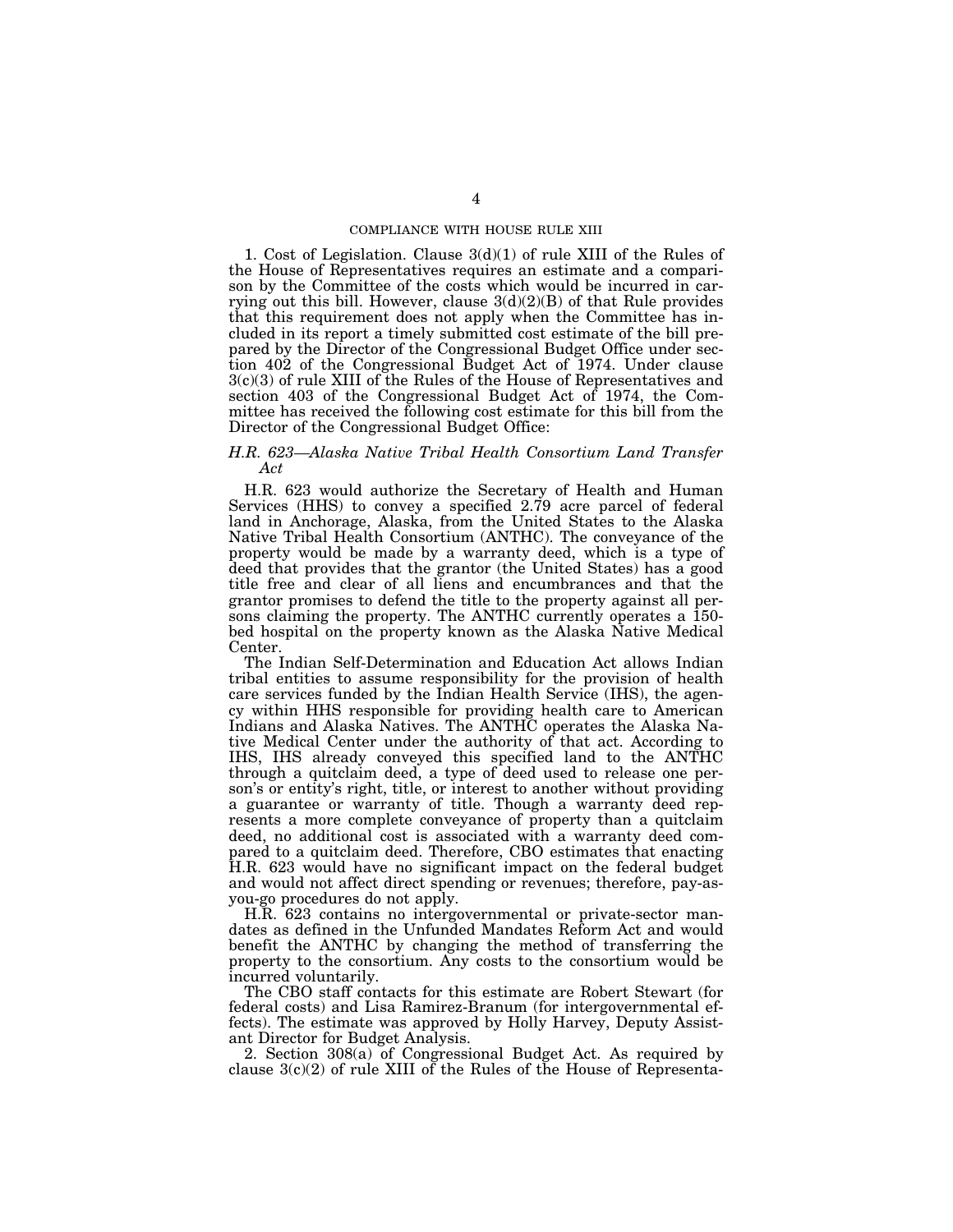## COMPLIANCE WITH HOUSE RULE XIII

1. Cost of Legislation. Clause 3(d)(1) of rule XIII of the Rules of the House of Representatives requires an estimate and a comparison by the Committee of the costs which would be incurred in carrying out this bill. However, clause 3(d)(2)(B) of that Rule provides that this requirement does not apply when the Committee has included in its report a timely submitted cost estimate of the bill prepared by the Director of the Congressional Budget Office under section 402 of the Congressional Budget Act of 1974. Under clause 3(c)(3) of rule XIII of the Rules of the House of Representatives and section 403 of the Congressional Budget Act of 1974, the Committee has received the following cost estimate for this bill from the Director of the Congressional Budget Office:

### *H.R. 623—Alaska Native Tribal Health Consortium Land Transfer Act*

H.R. 623 would authorize the Secretary of Health and Human Services (HHS) to convey a specified 2.79 acre parcel of federal land in Anchorage, Alaska, from the United States to the Alaska Native Tribal Health Consortium (ANTHC). The conveyance of the property would be made by a warranty deed, which is a type of deed that provides that the grantor (the United States) has a good title free and clear of all liens and encumbrances and that the grantor promises to defend the title to the property against all persons claiming the property. The ANTHC currently operates a 150-bed hospital on the property known as the Alaska Native Medical Center.

The Indian Self-Determination and Education Act allows Indian tribal entities to assume responsibility for the provision of health care services funded by the Indian Health Service (IHS), the agency within HHS responsible for providing health care to American Indians and Alaska Natives. The ANTHC operates the Alaska Native Medical Center under the authority of that act. According to IHS, IHS already conveyed this specified land to the ANTHC through a quitclaim deed, a type of deed used to release one person's or entity's right, title, or interest to another without providing a guarantee or warranty of title. Though a warranty deed represents a more complete conveyance of property than a quitclaim deed, no additional cost is associated with a warranty deed compared to a quitclaim deed. Therefore, CBO estimates that enacting H.R. 623 would have no significant impact on the federal budget and would not affect direct spending or revenues; therefore, pay-as-you-go procedures do not apply.

H.R. 623 contains no intergovernmental or private-sector mandates as defined in the Unfunded Mandates Reform Act and would benefit the ANTHC by changing the method of transferring the property to the consortium. Any costs to the consortium would be incurred voluntarily.

The CBO staff contacts for this estimate are Robert Stewart (for federal costs) and Lisa Ramirez-Branum (for intergovernmental effects). The estimate was approved by Holly Harvey, Deputy Assistant Director for Budget Analysis.

2. Section 308(a) of Congressional Budget Act. As required by clause 3(c)(2) of rule XIII of the Rules of the House of Representa-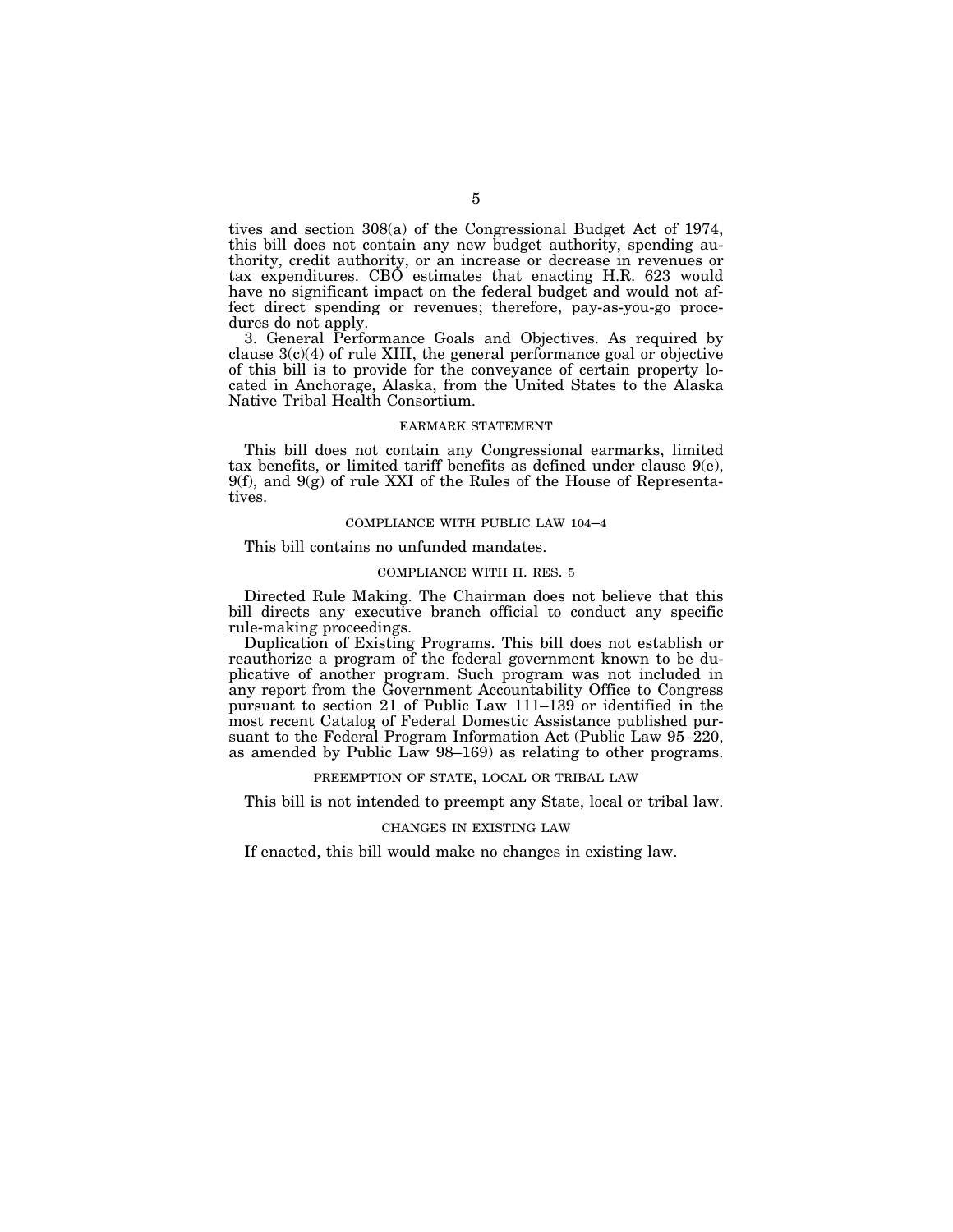tives and section 308(a) of the Congressional Budget Act of 1974, this bill does not contain any new budget authority, spending authority, credit authority, or an increase or decrease in revenues or tax expenditures. CBO estimates that enacting H.R. 623 would have no significant impact on the federal budget and would not affect direct spending or revenues; therefore, pay-as-you-go procedures do not apply.

3. General Performance Goals and Objectives. As required by clause 3(c)(4) of rule XIII, the general performance goal or objective of this bill is to provide for the conveyance of certain property located in Anchorage, Alaska, from the United States to the Alaska Native Tribal Health Consortium.

## EARMARK STATEMENT

This bill does not contain any Congressional earmarks, limited tax benefits, or limited tariff benefits as defined under clause 9(e), 9(f), and 9(g) of rule XXI of the Rules of the House of Representatives.

## COMPLIANCE WITH PUBLIC LAW 104–4

This bill contains no unfunded mandates.

## COMPLIANCE WITH H. RES. 5

Directed Rule Making. The Chairman does not believe that this bill directs any executive branch official to conduct any specific rule-making proceedings.

Duplication of Existing Programs. This bill does not establish or reauthorize a program of the federal government known to be duplicative of another program. Such program was not included in any report from the Government Accountability Office to Congress pursuant to section 21 of Public Law 111–139 or identified in the most recent Catalog of Federal Domestic Assistance published pursuant to the Federal Program Information Act (Public Law 95–220, as amended by Public Law 98–169) as relating to other programs.

## PREEMPTION OF STATE, LOCAL OR TRIBAL LAW

This bill is not intended to preempt any State, local or tribal law.

## CHANGES IN EXISTING LAW

If enacted, this bill would make no changes in existing law.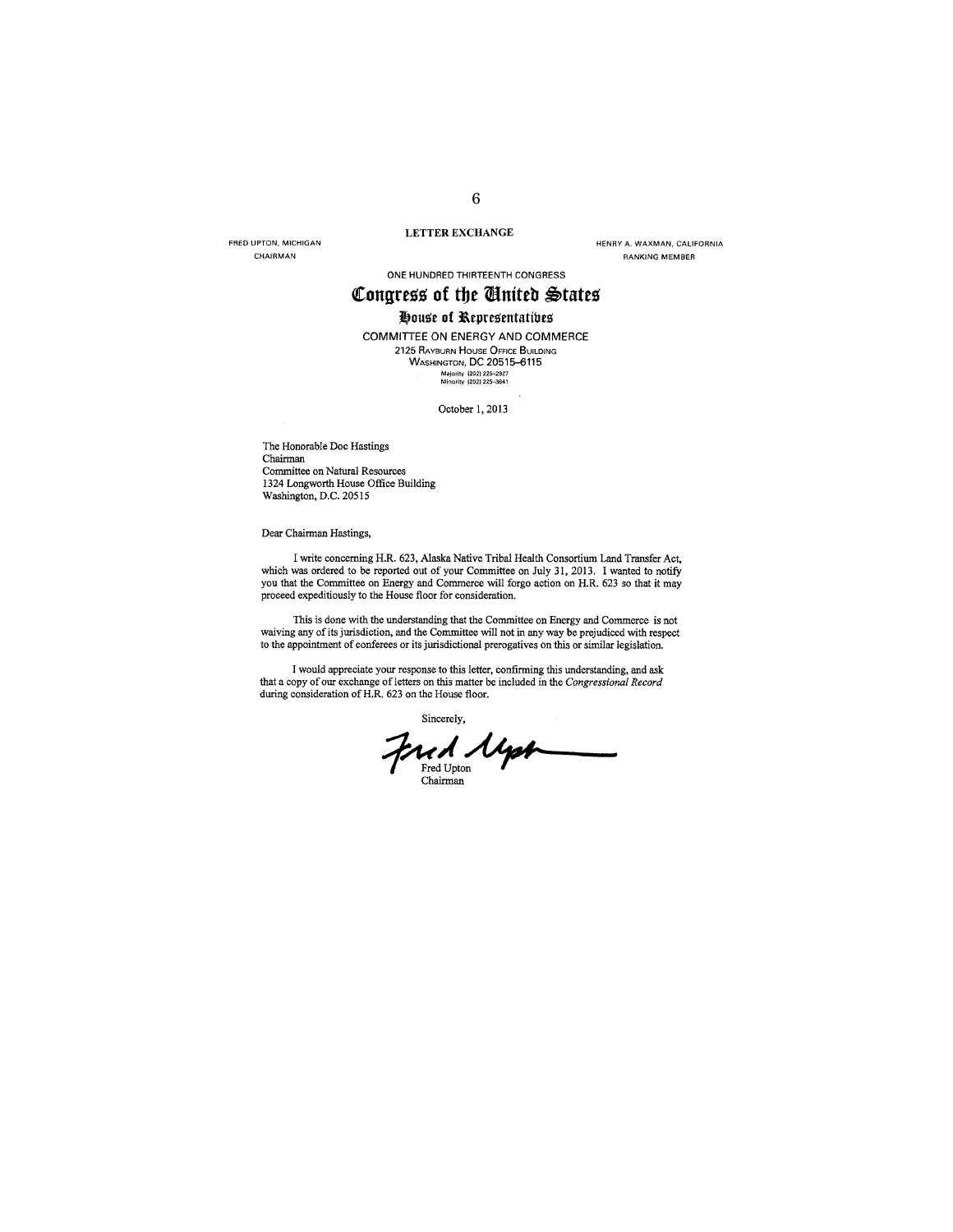## LETTER EXCHANGE

FRED UPTON, MICHIGAN
CHAIRMAN

HENRY A. WAXMAN, CALIFORNIA
RANKING MEMBER

ONE HUNDRED THIRTEENTH CONGRESS

# Congress of the United States

## House of Representatives

COMMITTEE ON ENERGY AND COMMERCE
2125 RAYBURN HOUSE OFFICE BUILDING
WASHINGTON, DC 20515–6115
Majority (202) 225–2927
Minority (202) 225–3641

October 1, 2013

The Honorable Doc Hastings
Chairman
Committee on Natural Resources
1324 Longworth House Office Building
Washington, D.C. 20515

Dear Chairman Hastings,

I write concerning H.R. 623, Alaska Native Tribal Health Consortium Land Transfer Act, which was ordered to be reported out of your Committee on July 31, 2013. I wanted to notify you that the Committee on Energy and Commerce will forgo action on H.R. 623 so that it may proceed expeditiously to the House floor for consideration.

This is done with the understanding that the Committee on Energy and Commerce is not waiving any of its jurisdiction, and the Committee will not in any way be prejudiced with respect to the appointment of conferees or its jurisdictional prerogatives on this or similar legislation.

I would appreciate your response to this letter, confirming this understanding, and ask that a copy of our exchange of letters on this matter be included in the *Congressional Record* during consideration of H.R. 623 on the House floor.

Sincerely,

Fred Upton
Chairman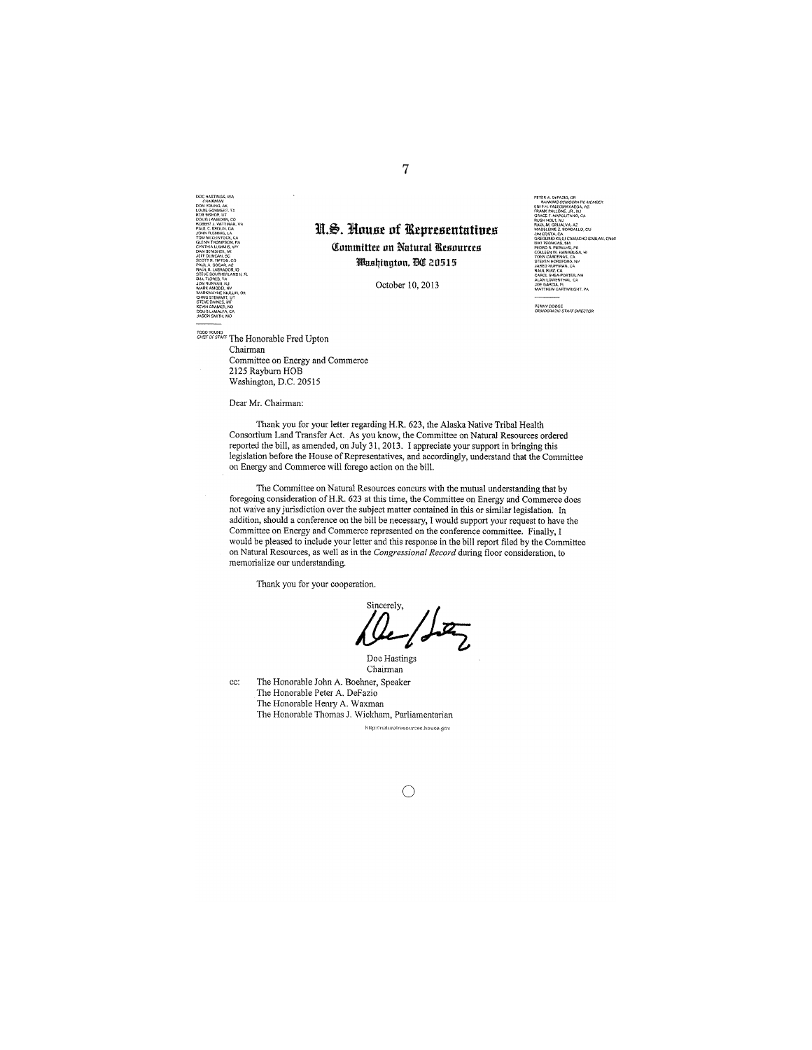DOC HASTINGS, WA
*CHAIRMAN*
DON YOUNG, AK
LOUIE GOHMERT, TX
ROB BISHOP, UT
DOUG LAMBORN, CO
ROBERT J. WITTMAN, VA
PAUL C. BROUN, GA
JOHN FLEMING, LA
TOM McCLINTOCK, CA
GLENN THOMPSON, PA
CYNTHIA LUMMIS, WY
DAN BENISHEK, MI
JEFF DUNCAN, SC
SCOTT R. TIPTON, CO
PAUL A. GOSAR, AZ
RAÚL R. LABRADOR, ID
STEVE SOUTHERLAND II, FL
BILL FLORES, TX
JON RUNYAN, NJ
MARK AMODEI, NV
MARKWAYNE MULLIN, OK
CHRIS STEWART, UT
STEVE DAINES, MT
KEVIN CRAMER, ND
DOUG LaMALFA, CA
JASON SMITH, MO

TODD YOUNG
*CHIEF OF STAFF*

# U.S. House of Representatives

## Committee on Natural Resources

### Washington, DC 20515

PETER A. DeFAZIO, OR
*RANKING DEMOCRATIC MEMBER*
ENI F.H. FALEOMAVAEGA, AS
FRANK PALLONE, JR., NJ
GRACE F. NAPOLITANO, CA
RUSH HOLT, NJ
RAÚL M. GRIJALVA, AZ
MADELEINE Z. BORDALLO, GU
JIM COSTA, CA
GREGORIO KILILI CAMACHO SABLAN, CNMI
NIKI TSONGAS, MA
PEDRO R. PIERLUISI, PR
COLLEEN W. HANABUSA, HI
TONY CÁRDENAS, CA
STEVEN HORSFORD, NV
JARED HUFFMAN, CA
RAUL RUIZ, CA
CAROL SHEA-PORTER, NH
ALAN LOWENTHAL, CA
JOE GARCIA, FL
MATTHEW CARTWRIGHT, PA

PENNY DODGE
*DEMOCRATIC STAFF DIRECTOR*

October 10, 2013

The Honorable Fred Upton
Chairman
Committee on Energy and Commerce
2125 Rayburn HOB
Washington, D.C. 20515

Dear Mr. Chairman:

Thank you for your letter regarding H.R. 623, the Alaska Native Tribal Health Consortium Land Transfer Act. As you know, the Committee on Natural Resources ordered reported the bill, as amended, on July 31, 2013. I appreciate your support in bringing this legislation before the House of Representatives, and accordingly, understand that the Committee on Energy and Commerce will forego action on the bill.

The Committee on Natural Resources concurs with the mutual understanding that by foregoing consideration of H.R. 623 at this time, the Committee on Energy and Commerce does not waive any jurisdiction over the subject matter contained in this or similar legislation. In addition, should a conference on the bill be necessary, I would support your request to have the Committee on Energy and Commerce represented on the conference committee. Finally, I would be pleased to include your letter and this response in the bill report filed by the Committee on Natural Resources, as well as in the *Congressional Record* during floor consideration, to memorialize our understanding.

Thank you for your cooperation.

Sincerely,

Doc Hastings
Chairman

cc: The Honorable John A. Boehner, Speaker
The Honorable Peter A. DeFazio
The Honorable Henry A. Waxman
The Honorable Thomas J. Wickham, Parliamentarian

http://naturalresources.house.gov